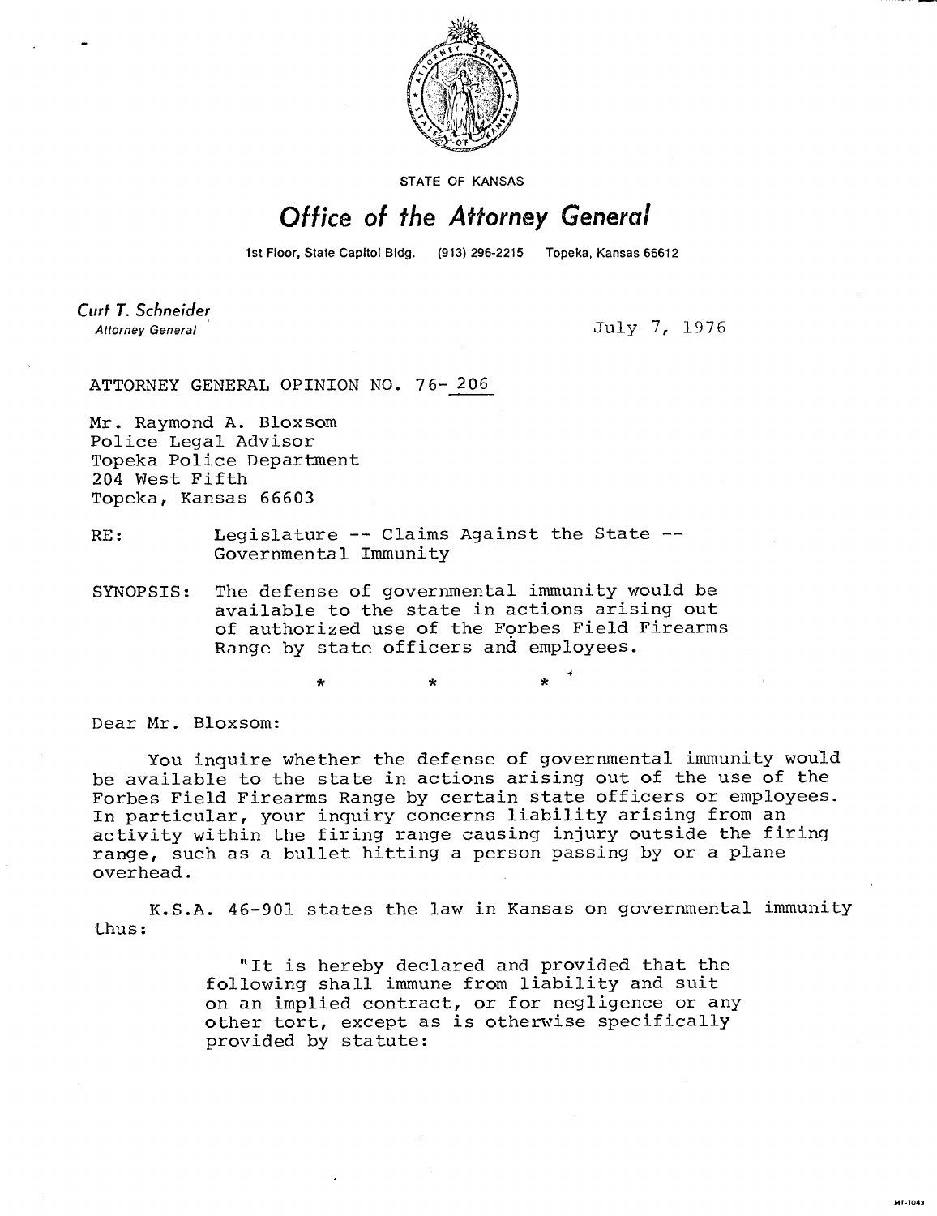STATE OF KANSAS

# *Office of the Attorney General*

1st Floor, State Capitol Bldg. (913) 296-2215 Topeka, Kansas 66612

*Curt T. Schneider*
*Attorney General*

July 7, 1976

ATTORNEY GENERAL OPINION NO. 76-206

Mr. Raymond A. Bloxsom
Police Legal Advisor
Topeka Police Department
204 West Fifth
Topeka, Kansas 66603

RE: Legislature -- Claims Against the State -- Governmental Immunity

SYNOPSIS: The defense of governmental immunity would be available to the state in actions arising out of authorized use of the Forbes Field Firearms Range by state officers and employees.

\* \* \*

Dear Mr. Bloxsom:

You inquire whether the defense of governmental immunity would be available to the state in actions arising out of the use of the Forbes Field Firearms Range by certain state officers or employees. In particular, your inquiry concerns liability arising from an activity within the firing range causing injury outside the firing range, such as a bullet hitting a person passing by or a plane overhead.

K.S.A. 46-901 states the law in Kansas on governmental immunity thus:

> "It is hereby declared and provided that the following shall immune from liability and suit on an implied contract, or for negligence or any other tort, except as is otherwise specifically provided by statute: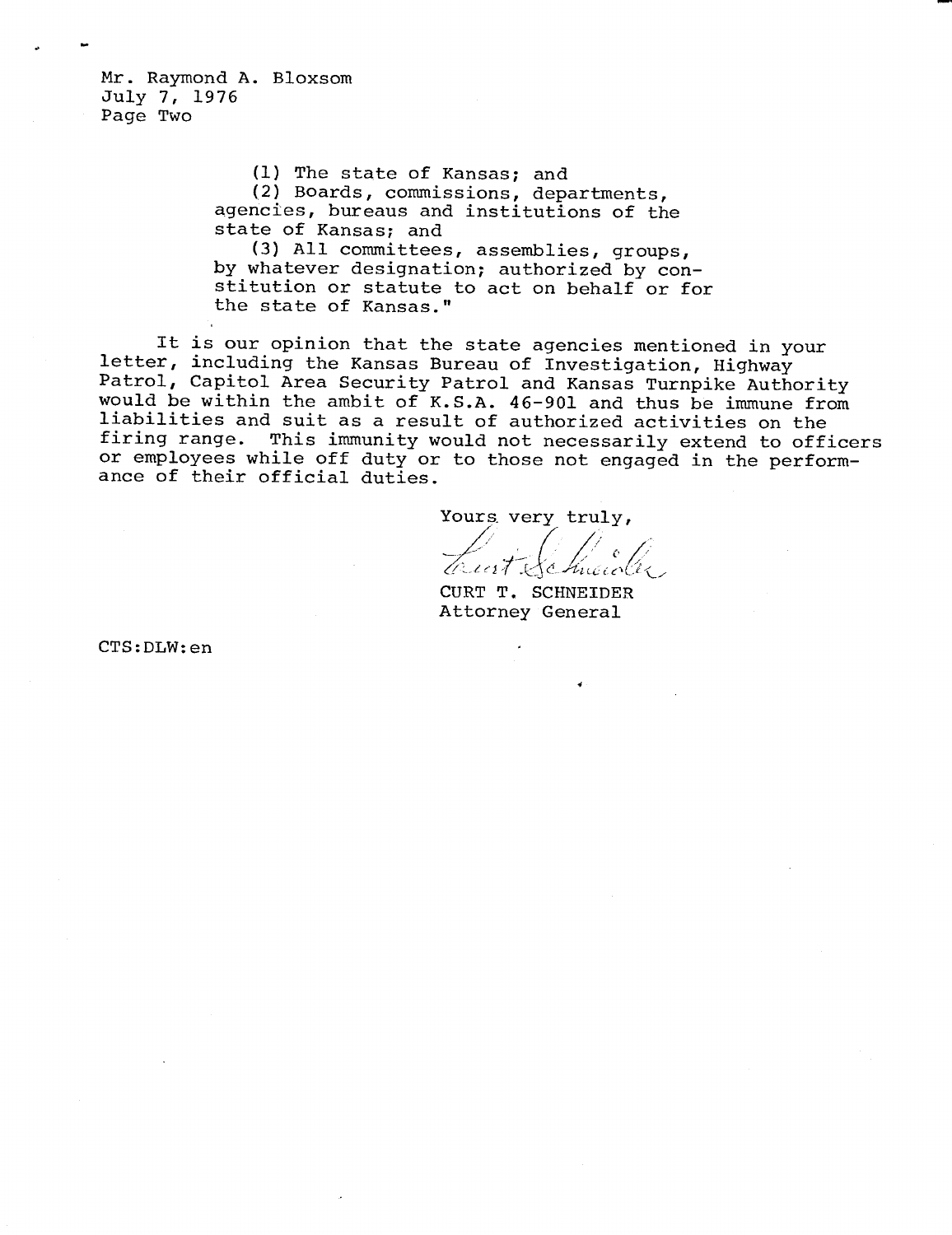Mr. Raymond A. Bloxsom
July 7, 1976
Page Two

> (1) The state of Kansas; and
> (2) Boards, commissions, departments, agencies, bureaus and institutions of the state of Kansas; and
> (3) All committees, assemblies, groups, by whatever designation; authorized by constitution or statute to act on behalf or for the state of Kansas."

It is our opinion that the state agencies mentioned in your letter, including the Kansas Bureau of Investigation, Highway Patrol, Capitol Area Security Patrol and Kansas Turnpike Authority would be within the ambit of K.S.A. 46-901 and thus be immune from liabilities and suit as a result of authorized activities on the firing range. This immunity would not necessarily extend to officers or employees while off duty or to those not engaged in the performance of their official duties.

Yours very truly,

CURT T. SCHNEIDER
Attorney General

CTS:DLW:en